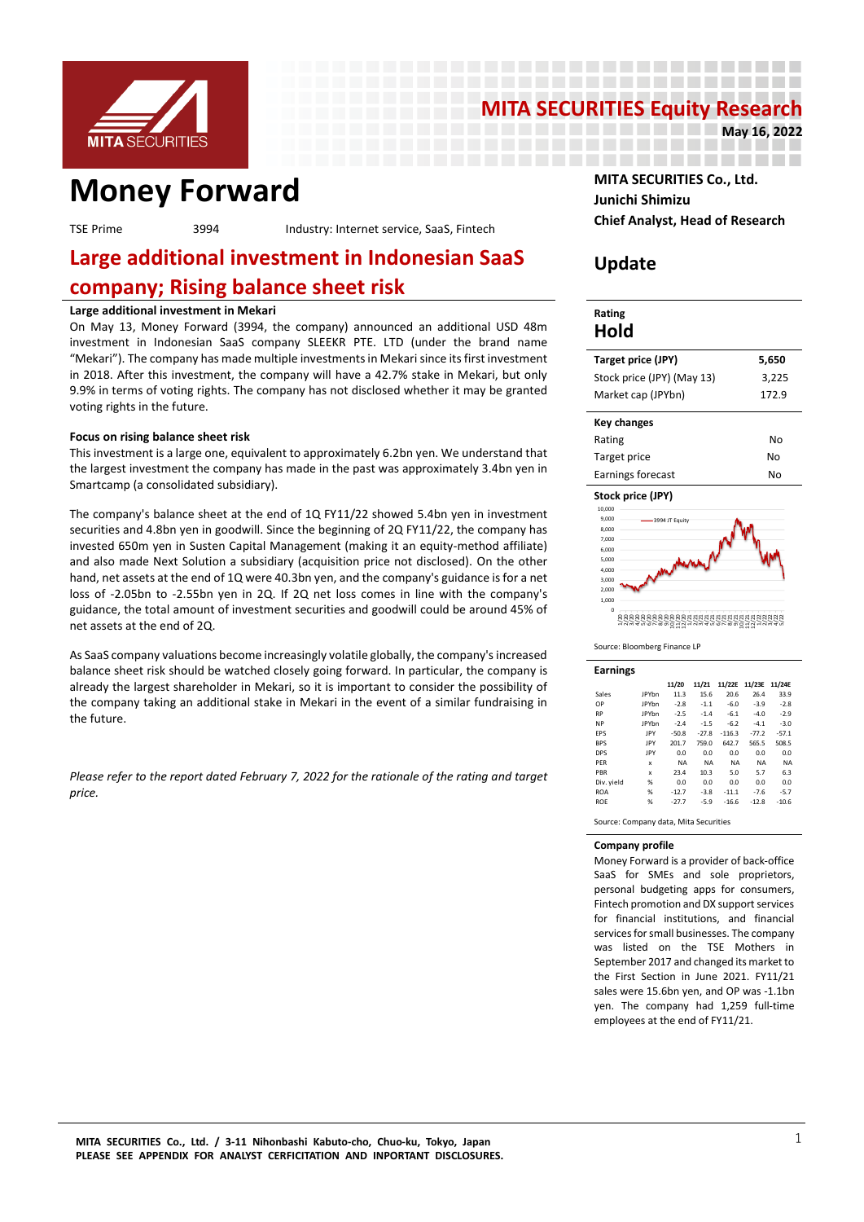# MITA SECURITIES Equity Research

May 16, 2022

# Money Forward

TSE Prime 3994 Industry: Internet service, SaaS, Fintech

MITA SECURITIES Co., Ltd.
Junichi Shimizu
Chief Analyst, Head of Research

## Update

## Large additional investment in Indonesian SaaS company; Rising balance sheet risk

**Large additional investment in Mekari**

On May 13, Money Forward (3994, the company) announced an additional USD 48m investment in Indonesian SaaS company SLEEKR PTE. LTD (under the brand name "Mekari"). The company has made multiple investments in Mekari since its first investment in 2018. After this investment, the company will have a 42.7% stake in Mekari, but only 9.9% in terms of voting rights. The company has not disclosed whether it may be granted voting rights in the future.

**Focus on rising balance sheet risk**

This investment is a large one, equivalent to approximately 6.2bn yen. We understand that the largest investment the company has made in the past was approximately 3.4bn yen in Smartcamp (a consolidated subsidiary).

The company's balance sheet at the end of 1Q FY11/22 showed 5.4bn yen in investment securities and 4.8bn yen in goodwill. Since the beginning of 2Q FY11/22, the company has invested 650m yen in Susten Capital Management (making it an equity-method affiliate) and also made Next Solution a subsidiary (acquisition price not disclosed). On the other hand, net assets at the end of 1Q were 40.3bn yen, and the company's guidance is for a net loss of -2.05bn to -2.55bn yen in 2Q. If 2Q net loss comes in line with the company's guidance, the total amount of investment securities and goodwill could be around 45% of net assets at the end of 2Q.

As SaaS company valuations become increasingly volatile globally, the company's increased balance sheet risk should be watched closely going forward. In particular, the company is already the largest shareholder in Mekari, so it is important to consider the possibility of the company taking an additional stake in Mekari in the event of a similar fundraising in the future.

*Please refer to the report dated February 7, 2022 for the rationale of the rating and target price.*

**Rating**

**Hold**

| Target price (JPY) | 5,650 |
|---|---|
| Stock price (JPY) (May 13) | 3,225 |
| Market cap (JPYbn) | 172.9 |

| Key changes | |
|---|---|
| Rating | No |
| Target price | No |
| Earnings forecast | No |

**Stock price (JPY)**

Source: Bloomberg Finance LP

**Earnings**

| | | 11/20 | 11/21 | 11/22E | 11/23E | 11/24E |
|---|---|---|---|---|---|---|
| Sales | JPYbn | 11.3 | 15.6 | 20.6 | 26.4 | 33.9 |
| OP | JPYbn | -2.8 | -1.1 | -6.0 | -3.9 | -2.8 |
| RP | JPYbn | -2.5 | -1.4 | -6.1 | -4.0 | -2.9 |
| NP | JPYbn | -2.4 | -1.5 | -6.2 | -4.1 | -3.0 |
| EPS | JPY | -50.8 | -27.8 | -116.3 | -77.2 | -57.1 |
| BPS | JPY | 201.7 | 759.0 | 642.7 | 565.5 | 508.5 |
| DPS | JPY | 0.0 | 0.0 | 0.0 | 0.0 | 0.0 |
| PER | x | NA | NA | NA | NA | NA |
| PBR | x | 23.4 | 10.3 | 5.0 | 5.7 | 6.3 |
| Div. yield | % | 0.0 | 0.0 | 0.0 | 0.0 | 0.0 |
| ROA | % | -12.7 | -3.8 | -11.1 | -7.6 | -5.7 |
| ROE | % | -27.7 | -5.9 | -16.6 | -12.8 | -10.6 |

Source: Company data, Mita Securities

**Company profile**

Money Forward is a provider of back-office SaaS for SMEs and sole proprietors, personal budgeting apps for consumers, Fintech promotion and DX support services for financial institutions, and financial services for small businesses. The company was listed on the TSE Mothers in September 2017 and changed its market to the First Section in June 2021. FY11/21 sales were 15.6bn yen, and OP was -1.1bn yen. The company had 1,259 full-time employees at the end of FY11/21.

**MITA SECURITIES Co., Ltd. / 3-11 Nihonbashi Kabuto-cho, Chuo-ku, Tokyo, Japan**
**PLEASE SEE APPENDIX FOR ANALYST CERFICITATION AND INPORTANT DISCLOSURES.**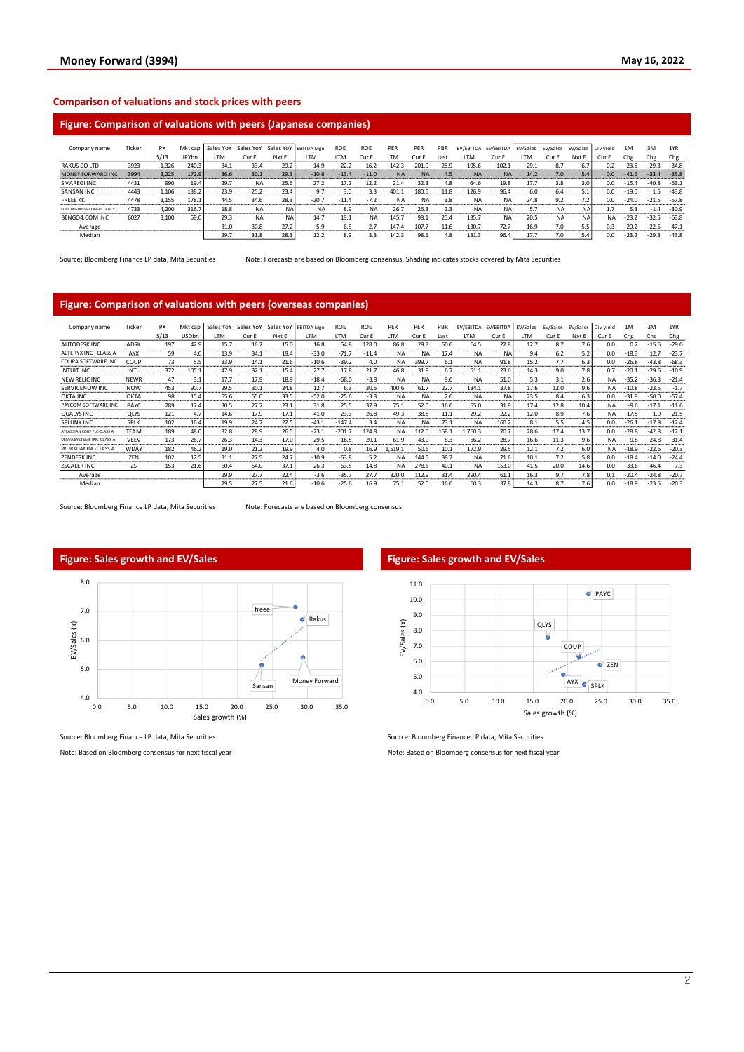## Comparison of valuations and stock prices with peers

### Figure: Comparison of valuations with peers (Japanese companies)

| Company name | Ticker | PX | Mkt cap | Sales YoY | Sales YoY | Sales YoY | EBITDA Mgn | ROE | ROE | PER | PER | PBR | EV/EBITDA | EV/EBITDA | EV/Sales | EV/Sales | EV/Sales | Div yield | 1M | 3M | 1YR |
|---|---|---|---|---|---|---|---|---|---|---|---|---|---|---|---|---|---|---|---|---|---|
| | | 5/13 | JPYbn | LTM | Cur E | Nxt E | LTM | LTM | Cur E | LTM | Cur E | Last | LTM | Cur E | LTM | Cur E | Nxt E | Cur E | Chg | Chg | Chg |
| RAKUS CO LTD | 3923 | 1,326 | 240.3 | 34.1 | 33.4 | 29.2 | 14.9 | 22.2 | 16.2 | 142.3 | 201.0 | 28.9 | 195.6 | 102.1 | 29.1 | 8.7 | 6.7 | 0.2 | -23.5 | -29.3 | -34.8 |
| MONEY FORWARD INC | 3994 | 3,225 | 172.9 | 36.6 | 30.1 | 29.3 | -10.6 | -13.4 | -11.0 | NA | NA | 4.5 | NA | NA | 14.2 | 7.0 | 5.4 | 0.0 | -41.6 | -33.4 | -35.8 |
| SMAREGI INC | 4431 | 990 | 19.4 | 29.7 | NA | 25.6 | 27.2 | 17.2 | 12.2 | 21.4 | 32.3 | 4.8 | 64.6 | 19.8 | 17.7 | 3.8 | 3.0 | 0.0 | -15.4 | -40.8 | -63.1 |
| SANSAN INC | 4443 | 1,106 | 138.2 | 23.9 | 25.2 | 23.4 | 9.7 | 3.0 | 3.3 | 401.1 | 180.6 | 11.8 | 126.9 | 96.4 | 6.0 | 6.4 | 5.1 | 0.0 | -19.0 | 1.5 | -43.8 |
| FREEE KK | 4478 | 3,155 | 178.1 | 44.5 | 34.6 | 28.3 | -20.7 | -11.4 | -7.2 | NA | NA | 3.8 | NA | NA | 24.8 | 9.2 | 7.2 | 0.0 | -24.0 | -21.5 | -57.8 |
| OBIC BUSINESS CONSULTANTS | 4733 | 4,200 | 316.7 | 18.8 | NA | NA | NA | 8.9 | NA | 26.7 | 26.3 | 2.3 | NA | NA | 5.7 | NA | NA | 1.7 | 5.3 | -1.4 | -30.9 |
| BENGO4.COM INC | 6027 | 3,100 | 69.0 | 29.3 | NA | NA | 14.7 | 19.1 | NA | 145.7 | 98.1 | 25.4 | 135.7 | NA | 20.5 | NA | NA | NA | -23.2 | -32.5 | -63.8 |
| Average | | | | 31.0 | 30.8 | 27.2 | 5.9 | 6.5 | 2.7 | 147.4 | 107.7 | 11.6 | 130.7 | 72.7 | 16.9 | 7.0 | 5.5 | 0.3 | -20.2 | -22.5 | -47.1 |
| Median | | | | 29.7 | 31.8 | 28.3 | 12.2 | 8.9 | 3.3 | 142.3 | 98.1 | 4.8 | 131.3 | 96.4 | 17.7 | 7.0 | 5.4 | 0.0 | -23.2 | -29.3 | -43.8 |

Source: Bloomberg Finance LP data, Mita Securities    Note: Forecasts are based on Bloomberg consensus. Shading indicates stocks covered by Mita Securities

### Figure: Comparison of valuations with peers (overseas companies)

| Company name | Ticker | PX | Mkt cap | Sales YoY | Sales YoY | Sales YoY | EBITDA Mgn | ROE | ROE | PER | PER | PBR | EV/EBITDA | EV/EBITDA | EV/Sales | EV/Sales | EV/Sales | Div yield | 1M | 3M | 1YR |
|---|---|---|---|---|---|---|---|---|---|---|---|---|---|---|---|---|---|---|---|---|---|
| | | 5/13 | USDbn | LTM | Cur E | Nxt E | LTM | LTM | Cur E | LTM | Cur E | Last | LTM | Cur E | LTM | Cur E | Nxt E | Cur E | Chg | Chg | Chg |
| AUTODESK INC | ADSK | 197 | 42.9 | 15.7 | 16.2 | 15.0 | 16.8 | 54.8 | 128.0 | 86.8 | 29.3 | 50.6 | 64.5 | 22.8 | 12.7 | 8.7 | 7.6 | 0.0 | 0.2 | -15.6 | -29.0 |
| ALTERYX INC - CLASS A | AYX | 59 | 4.0 | 13.9 | 34.1 | 19.4 | -33.0 | -71.7 | -11.4 | NA | NA | 17.4 | NA | NA | 9.4 | 6.2 | 5.2 | 0.0 | -18.3 | 12.7 | -23.7 |
| COUPA SOFTWARE INC | COUP | 73 | 5.5 | 33.9 | 14.1 | 21.6 | -10.6 | -39.2 | 4.0 | NA | 399.7 | 6.1 | NA | 91.8 | 15.2 | 7.7 | 6.3 | 0.0 | -26.8 | -43.8 | -68.3 |
| INTUIT INC | INTU | 372 | 105.1 | 47.9 | 32.1 | 15.4 | 27.7 | 17.8 | 21.7 | 46.8 | 31.9 | 6.7 | 51.1 | 23.6 | 14.3 | 9.0 | 7.8 | 0.7 | -20.1 | -29.6 | -10.9 |
| NEW RELIC INC | NEWR | 47 | 3.1 | 17.7 | 17.9 | 18.9 | -18.4 | -68.0 | -3.8 | NA | NA | 9.6 | NA | 51.0 | 5.3 | 3.1 | 2.6 | NA | -35.2 | -36.3 | -21.4 |
| SERVICENOW INC | NOW | 453 | 90.7 | 29.5 | 30.1 | 24.8 | 12.7 | 6.3 | 30.5 | 400.6 | 61.7 | 22.7 | 134.1 | 37.8 | 17.6 | 12.0 | 9.6 | NA | -10.8 | -23.5 | -1.7 |
| OKTA INC | OKTA | 98 | 15.4 | 55.6 | 55.0 | 33.5 | -52.0 | -25.6 | -3.3 | NA | NA | 2.6 | NA | NA | 23.5 | 8.4 | 6.3 | 0.0 | -31.9 | -50.0 | -57.4 |
| PAYCOM SOFTWARE INC | PAYC | 289 | 17.4 | 30.5 | 27.7 | 23.1 | 31.8 | 25.5 | 37.9 | 75.1 | 52.0 | 16.6 | 55.0 | 31.9 | 17.4 | 12.8 | 10.4 | NA | -9.6 | -17.1 | -11.6 |
| QUALYS INC | QLYS | 121 | 4.7 | 14.6 | 17.9 | 17.1 | 41.0 | 23.3 | 26.8 | 49.3 | 38.8 | 11.1 | 29.2 | 22.2 | 12.0 | 8.9 | 7.6 | NA | -17.5 | -1.0 | 21.5 |
| SPLUNK INC | SPLK | 102 | 16.4 | 19.9 | 24.7 | 22.5 | -43.1 | -147.4 | 3.4 | NA | NA | 73.1 | NA | 160.2 | 8.1 | 5.5 | 4.5 | 0.0 | -26.1 | -17.9 | -12.4 |
| ATLASSIAN CORP PLC-CLASS A | TEAM | 189 | 48.0 | 32.8 | 28.9 | 26.5 | -23.1 | -201.7 | 124.8 | NA | 112.0 | 158.1 | 1,760.3 | 70.7 | 28.6 | 17.4 | 13.7 | 0.0 | -28.8 | -42.8 | -12.1 |
| VEEVA SYSTEMS INC-CLASS A | VEEV | 173 | 26.7 | 26.3 | 14.3 | 17.0 | 29.5 | 16.5 | 20.1 | 61.9 | 43.0 | 8.3 | 56.2 | 28.7 | 16.6 | 11.3 | 9.6 | NA | -9.8 | -24.8 | -31.4 |
| WORKDAY INC-CLASS A | WDAY | 182 | 46.2 | 19.0 | 21.2 | 19.9 | 4.0 | 0.8 | 16.9 | 1,519.1 | 50.6 | 10.1 | 172.9 | 29.5 | 12.1 | 7.2 | 6.0 | NA | -18.9 | -22.6 | -20.3 |
| ZENDESK INC | ZEN | 102 | 12.5 | 31.1 | 27.5 | 24.7 | -10.9 | -63.8 | 5.2 | NA | 144.5 | 38.2 | NA | 71.6 | 10.1 | 7.2 | 5.8 | 0.0 | -18.4 | -14.0 | -24.4 |
| ZSCALER INC | ZS | 153 | 21.6 | 60.4 | 54.0 | 37.1 | -26.3 | -63.5 | 14.8 | NA | 278.6 | 40.1 | NA | 153.0 | 41.5 | 20.0 | 14.6 | 0.0 | -33.6 | -46.4 | -7.3 |
| Average | | | | 29.9 | 27.7 | 22.4 | -3.6 | -35.7 | 27.7 | 320.0 | 112.9 | 31.4 | 290.4 | 61.1 | 16.3 | 9.7 | 7.8 | 0.1 | -20.4 | -24.8 | -20.7 |
| Median | | | | 29.5 | 27.5 | 21.6 | -10.6 | -25.6 | 16.9 | 75.1 | 52.0 | 16.6 | 60.3 | 37.8 | 14.3 | 8.7 | 7.6 | 0.0 | -18.9 | -23.5 | -20.3 |

Source: Bloomberg Finance LP data, Mita Securities    Note: Forecasts are based on Bloomberg consensus.

### Figure: Sales growth and EV/Sales

Source: Bloomberg Finance LP data, Mita Securities

Note: Based on Bloomberg consensus for next fiscal year

### Figure: Sales growth and EV/Sales

Source: Bloomberg Finance LP data, Mita Securities

Note: Based on Bloomberg consensus for next fiscal year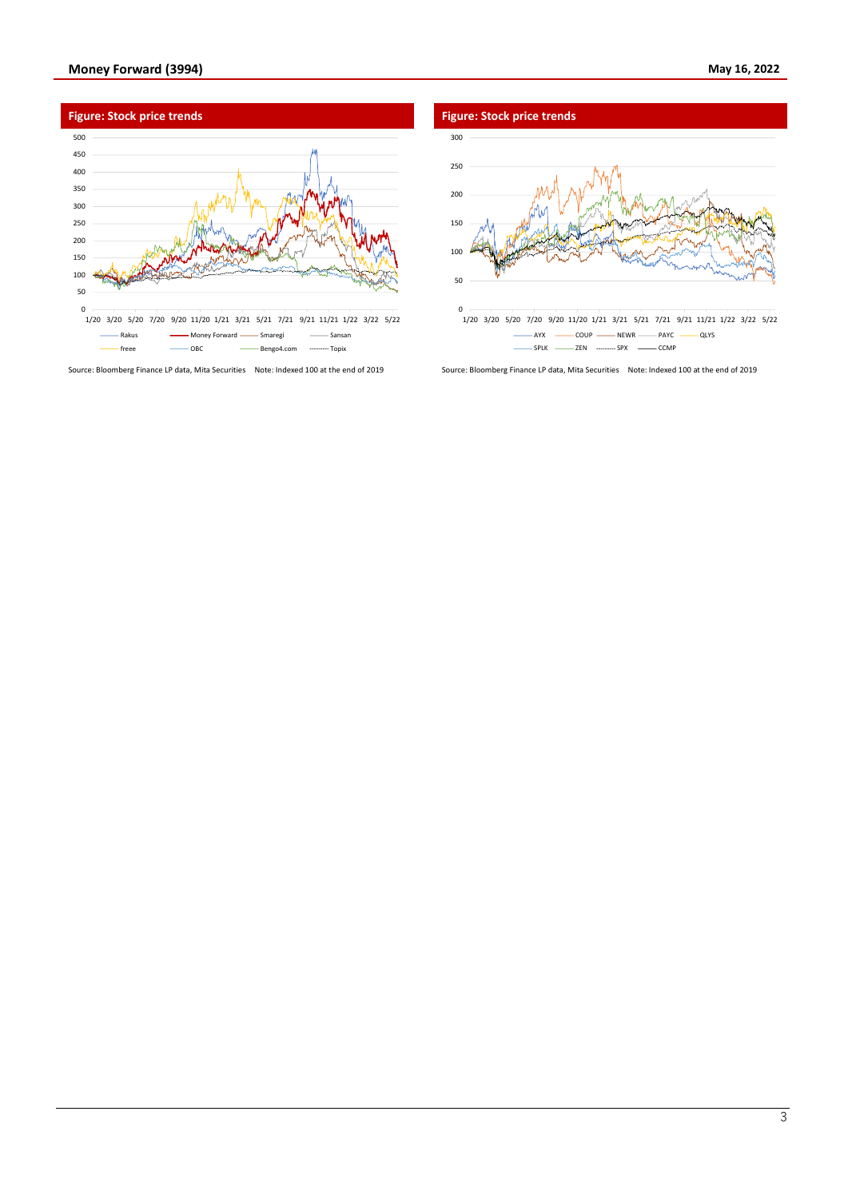**Figure: Stock price trends**

Source: Bloomberg Finance LP data, Mita Securities Note: Indexed 100 at the end of 2019

**Figure: Stock price trends**

Source: Bloomberg Finance LP data, Mita Securities Note: Indexed 100 at the end of 2019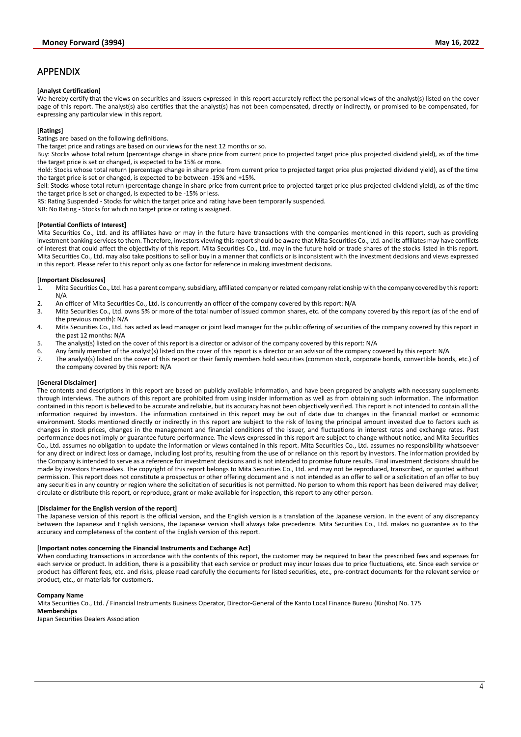# APPENDIX

**[Analyst Certification]**

We hereby certify that the views on securities and issuers expressed in this report accurately reflect the personal views of the analyst(s) listed on the cover page of this report. The analyst(s) also certifies that the analyst(s) has not been compensated, directly or indirectly, or promised to be compensated, for expressing any particular view in this report.

**[Ratings]**

Ratings are based on the following definitions.

The target price and ratings are based on our views for the next 12 months or so.

Buy: Stocks whose total return (percentage change in share price from current price to projected target price plus projected dividend yield), as of the time the target price is set or changed, is expected to be 15% or more.

Hold: Stocks whose total return (percentage change in share price from current price to projected target price plus projected dividend yield), as of the time the target price is set or changed, is expected to be between -15% and +15%.

Sell: Stocks whose total return (percentage change in share price from current price to projected target price plus projected dividend yield), as of the time the target price is set or changed, is expected to be -15% or less.

RS: Rating Suspended - Stocks for which the target price and rating have been temporarily suspended.

NR: No Rating - Stocks for which no target price or rating is assigned.

**[Potential Conflicts of Interest]**

Mita Securities Co., Ltd. and its affiliates have or may in the future have transactions with the companies mentioned in this report, such as providing investment banking services to them. Therefore, investors viewing this report should be aware that Mita Securities Co., Ltd. and its affiliates may have conflicts of interest that could affect the objectivity of this report. Mita Securities Co., Ltd. may in the future hold or trade shares of the stocks listed in this report. Mita Securities Co., Ltd. may also take positions to sell or buy in a manner that conflicts or is inconsistent with the investment decisions and views expressed in this report. Please refer to this report only as one factor for reference in making investment decisions.

**[Important Disclosures]**

1. Mita Securities Co., Ltd. has a parent company, subsidiary, affiliated company or related company relationship with the company covered by this report: N/A
2. An officer of Mita Securities Co., Ltd. is concurrently an officer of the company covered by this report: N/A
3. Mita Securities Co., Ltd. owns 5% or more of the total number of issued common shares, etc. of the company covered by this report (as of the end of the previous month): N/A
4. Mita Securities Co., Ltd. has acted as lead manager or joint lead manager for the public offering of securities of the company covered by this report in the past 12 months: N/A
5. The analyst(s) listed on the cover of this report is a director or advisor of the company covered by this report: N/A
6. Any family member of the analyst(s) listed on the cover of this report is a director or an advisor of the company covered by this report: N/A
7. The analyst(s) listed on the cover of this report or their family members hold securities (common stock, corporate bonds, convertible bonds, etc.) of the company covered by this report: N/A

**[General Disclaimer]**

The contents and descriptions in this report are based on publicly available information, and have been prepared by analysts with necessary supplements through interviews. The authors of this report are prohibited from using insider information as well as from obtaining such information. The information contained in this report is believed to be accurate and reliable, but its accuracy has not been objectively verified. This report is not intended to contain all the information required by investors. The information contained in this report may be out of date due to changes in the financial market or economic environment. Stocks mentioned directly or indirectly in this report are subject to the risk of losing the principal amount invested due to factors such as changes in stock prices, changes in the management and financial conditions of the issuer, and fluctuations in interest rates and exchange rates. Past performance does not imply or guarantee future performance. The views expressed in this report are subject to change without notice, and Mita Securities Co., Ltd. assumes no obligation to update the information or views contained in this report. Mita Securities Co., Ltd. assumes no responsibility whatsoever for any direct or indirect loss or damage, including lost profits, resulting from the use of or reliance on this report by investors. The information provided by the Company is intended to serve as a reference for investment decisions and is not intended to promise future results. Final investment decisions should be made by investors themselves. The copyright of this report belongs to Mita Securities Co., Ltd. and may not be reproduced, transcribed, or quoted without permission. This report does not constitute a prospectus or other offering document and is not intended as an offer to sell or a solicitation of an offer to buy any securities in any country or region where the solicitation of securities is not permitted. No person to whom this report has been delivered may deliver, circulate or distribute this report, or reproduce, grant or make available for inspection, this report to any other person.

**[Disclaimer for the English version of the report]**

The Japanese version of this report is the official version, and the English version is a translation of the Japanese version. In the event of any discrepancy between the Japanese and English versions, the Japanese version shall always take precedence. Mita Securities Co., Ltd. makes no guarantee as to the accuracy and completeness of the content of the English version of this report.

**[Important notes concerning the Financial Instruments and Exchange Act]**

When conducting transactions in accordance with the contents of this report, the customer may be required to bear the prescribed fees and expenses for each service or product. In addition, there is a possibility that each service or product may incur losses due to price fluctuations, etc. Since each service or product has different fees, etc. and risks, please read carefully the documents for listed securities, etc., pre-contract documents for the relevant service or product, etc., or materials for customers.

**Company Name**

Mita Securities Co., Ltd. / Financial Instruments Business Operator, Director-General of the Kanto Local Finance Bureau (Kinsho) No. 175

**Memberships**

Japan Securities Dealers Association